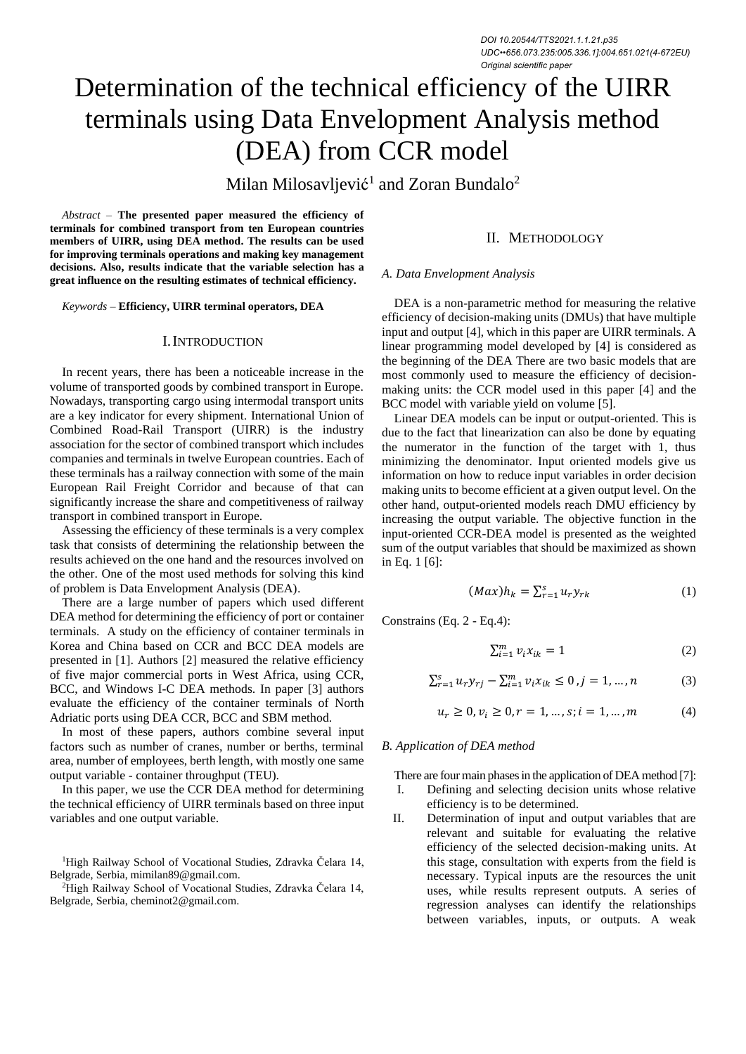DOI 10.20544/TTS2021.1.1.21.p35
UDC••656.073.235:005.336.1]:004.651.021(4-672EU)
Original scientific paper

# Determination of the technical efficiency of the UIRR terminals using Data Envelopment Analysis method (DEA) from CCR model

Milan Milosavljević[1] and Zoran Bundalo[2]

*Abstract* – **The presented paper measured the efficiency of terminals for combined transport from ten European countries members of UIRR, using DEA method. The results can be used for improving terminals operations and making key management decisions. Also, results indicate that the variable selection has a great influence on the resulting estimates of technical efficiency.**

*Keywords* – **Efficiency, UIRR terminal operators, DEA**

## I. Introduction

In recent years, there has been a noticeable increase in the volume of transported goods by combined transport in Europe. Nowadays, transporting cargo using intermodal transport units are a key indicator for every shipment. International Union of Combined Road-Rail Transport (UIRR) is the industry association for the sector of combined transport which includes companies and terminals in twelve European countries. Each of these terminals has a railway connection with some of the main European Rail Freight Corridor and because of that can significantly increase the share and competitiveness of railway transport in combined transport in Europe.

Assessing the efficiency of these terminals is a very complex task that consists of determining the relationship between the results achieved on the one hand and the resources involved on the other. One of the most used methods for solving this kind of problem is Data Envelopment Analysis (DEA).

There are a large number of papers which used different DEA method for determining the efficiency of port or container terminals. A study on the efficiency of container terminals in Korea and China based on CCR and BCC DEA models are presented in [1]. Authors [2] measured the relative efficiency of five major commercial ports in West Africa, using CCR, BCC, and Windows I-C DEA methods. In paper [3] authors evaluate the efficiency of the container terminals of North Adriatic ports using DEA CCR, BCC and SBM method.

In most of these papers, authors combine several input factors such as number of cranes, number or berths, terminal area, number of employees, berth length, with mostly one same output variable - container throughput (TEU).

In this paper, we use the CCR DEA method for determining the technical efficiency of UIRR terminals based on three input variables and one output variable.

[1]High Railway School of Vocational Studies, Zdravka Čelara 14, Belgrade, Serbia, mimilan89@gmail.com.

[2]High Railway School of Vocational Studies, Zdravka Čelara 14, Belgrade, Serbia, cheminot2@gmail.com.

## II. Methodology

### A. Data Envelopment Analysis

DEA is a non-parametric method for measuring the relative efficiency of decision-making units (DMUs) that have multiple input and output [4], which in this paper are UIRR terminals. A linear programming model developed by [4] is considered as the beginning of the DEA There are two basic models that are most commonly used to measure the efficiency of decision-making units: the CCR model used in this paper [4] and the BCC model with variable yield on volume [5].

Linear DEA models can be input or output-oriented. This is due to the fact that linearization can also be done by equating the numerator in the function of the target with 1, thus minimizing the denominator. Input oriented models give us information on how to reduce input variables in order decision making units to become efficient at a given output level. On the other hand, output-oriented models reach DMU efficiency by increasing the output variable. The objective function in the input-oriented CCR-DEA model is presented as the weighted sum of the output variables that should be maximized as shown in Eq. 1 [6]:

$$(Max)h_k = \sum_{r=1}^{s} u_r y_{rk} \tag{1}$$

Constrains (Eq. 2 - Eq.4):

$$\sum_{i=1}^{m} v_i x_{ik} = 1 \tag{2}$$

$$\sum_{r=1}^{s} u_r y_{rj} - \sum_{i=1}^{m} v_i x_{ik} \leq 0 \, , j = 1, \dots, n \tag{3}$$

$$u_r \geq 0, v_i \geq 0, r = 1, \dots, s; i = 1, \dots, m \tag{4}$$

### B. Application of DEA method

There are four main phases in the application of DEA method [7]:

I. Defining and selecting decision units whose relative efficiency is to be determined.
II. Determination of input and output variables that are relevant and suitable for evaluating the relative efficiency of the selected decision-making units. At this stage, consultation with experts from the field is necessary. Typical inputs are the resources the unit uses, while results represent outputs. A series of regression analyses can identify the relationships between variables, inputs, or outputs. A weak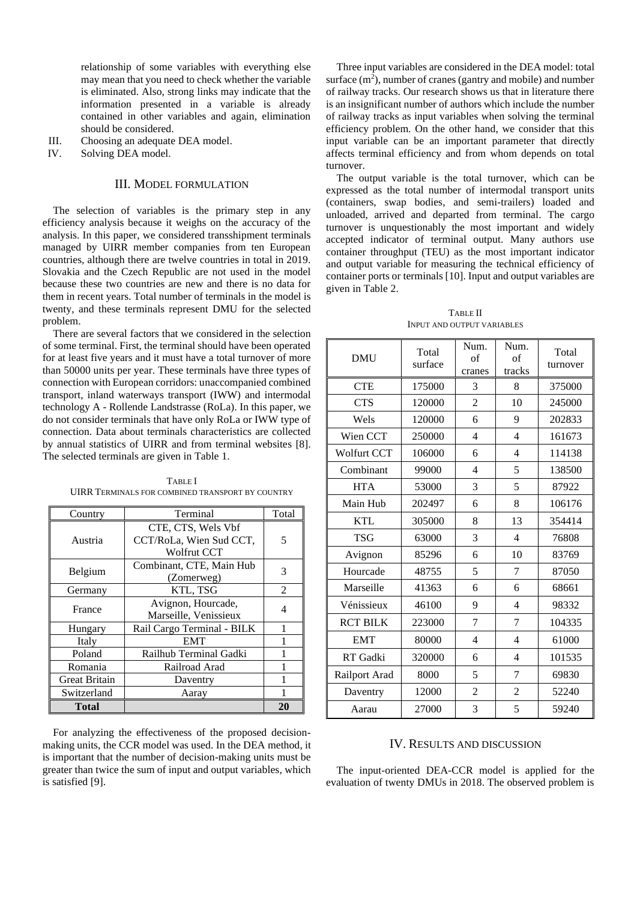relationship of some variables with everything else may mean that you need to check whether the variable is eliminated. Also, strong links may indicate that the information presented in a variable is already contained in other variables and again, elimination should be considered.

III. Choosing an adequate DEA model.

IV. Solving DEA model.

## III. Model formulation

The selection of variables is the primary step in any efficiency analysis because it weighs on the accuracy of the analysis. In this paper, we considered transshipment terminals managed by UIRR member companies from ten European countries, although there are twelve countries in total in 2019. Slovakia and the Czech Republic are not used in the model because these two countries are new and there is no data for them in recent years. Total number of terminals in the model is twenty, and these terminals represent DMU for the selected problem.

There are several factors that we considered in the selection of some terminal. First, the terminal should have been operated for at least five years and it must have a total turnover of more than 50000 units per year. These terminals have three types of connection with European corridors: unaccompanied combined transport, inland waterways transport (IWW) and intermodal technology A - Rollende Landstrasse (RoLa). In this paper, we do not consider terminals that have only RoLa or IWW type of connection. Data about terminals characteristics are collected by annual statistics of UIRR and from terminal websites [8]. The selected terminals are given in Table 1.

Table I
UIRR Terminals for combined transport by country

| Country | Terminal | Total |
|---|---|---|
| Austria | CTE, CTS, Wels Vbf CCT/RoLa, Wien Sud CCT, Wolfrut CCT | 5 |
| Belgium | Combinant, CTE, Main Hub (Zomerweg) | 3 |
| Germany | KTL, TSG | 2 |
| France | Avignon, Hourcade, Marseille, Venissieux | 4 |
| Hungary | Rail Cargo Terminal - BILK | 1 |
| Italy | EMT | 1 |
| Poland | Railhub Terminal Gadki | 1 |
| Romania | Railroad Arad | 1 |
| Great Britain | Daventry | 1 |
| Switzerland | Aaray | 1 |
| **Total** | | **20** |

For analyzing the effectiveness of the proposed decision-making units, the CCR model was used. In the DEA method, it is important that the number of decision-making units must be greater than twice the sum of input and output variables, which is satisfied [9].

Three input variables are considered in the DEA model: total surface ($m^2$), number of cranes (gantry and mobile) and number of railway tracks. Our research shows us that in literature there is an insignificant number of authors which include the number of railway tracks as input variables when solving the terminal efficiency problem. On the other hand, we consider that this input variable can be an important parameter that directly affects terminal efficiency and from whom depends on total turnover.

The output variable is the total turnover, which can be expressed as the total number of intermodal transport units (containers, swap bodies, and semi-trailers) loaded and unloaded, arrived and departed from terminal. The cargo turnover is unquestionably the most important and widely accepted indicator of terminal output. Many authors use container throughput (TEU) as the most important indicator and output variable for measuring the technical efficiency of container ports or terminals [10]. Input and output variables are given in Table 2.

Table II
Input and output variables

| DMU | Total surface | Num. of cranes | Num. of tracks | Total turnover |
|---|---|---|---|---|
| CTE | 175000 | 3 | 8 | 375000 |
| CTS | 120000 | 2 | 10 | 245000 |
| Wels | 120000 | 6 | 9 | 202833 |
| Wien CCT | 250000 | 4 | 4 | 161673 |
| Wolfurt CCT | 106000 | 6 | 4 | 114138 |
| Combinant | 99000 | 4 | 5 | 138500 |
| HTA | 53000 | 3 | 5 | 87922 |
| Main Hub | 202497 | 6 | 8 | 106176 |
| KTL | 305000 | 8 | 13 | 354414 |
| TSG | 63000 | 3 | 4 | 76808 |
| Avignon | 85296 | 6 | 10 | 83769 |
| Hourcade | 48755 | 5 | 7 | 87050 |
| Marseille | 41363 | 6 | 6 | 68661 |
| Vénissieux | 46100 | 9 | 4 | 98332 |
| RCT BILK | 223000 | 7 | 7 | 104335 |
| EMT | 80000 | 4 | 4 | 61000 |
| RT Gadki | 320000 | 6 | 4 | 101535 |
| Railport Arad | 8000 | 5 | 7 | 69830 |
| Daventry | 12000 | 2 | 2 | 52240 |
| Aarau | 27000 | 3 | 5 | 59240 |

## IV. Results and discussion

The input-oriented DEA-CCR model is applied for the evaluation of twenty DMUs in 2018. The observed problem is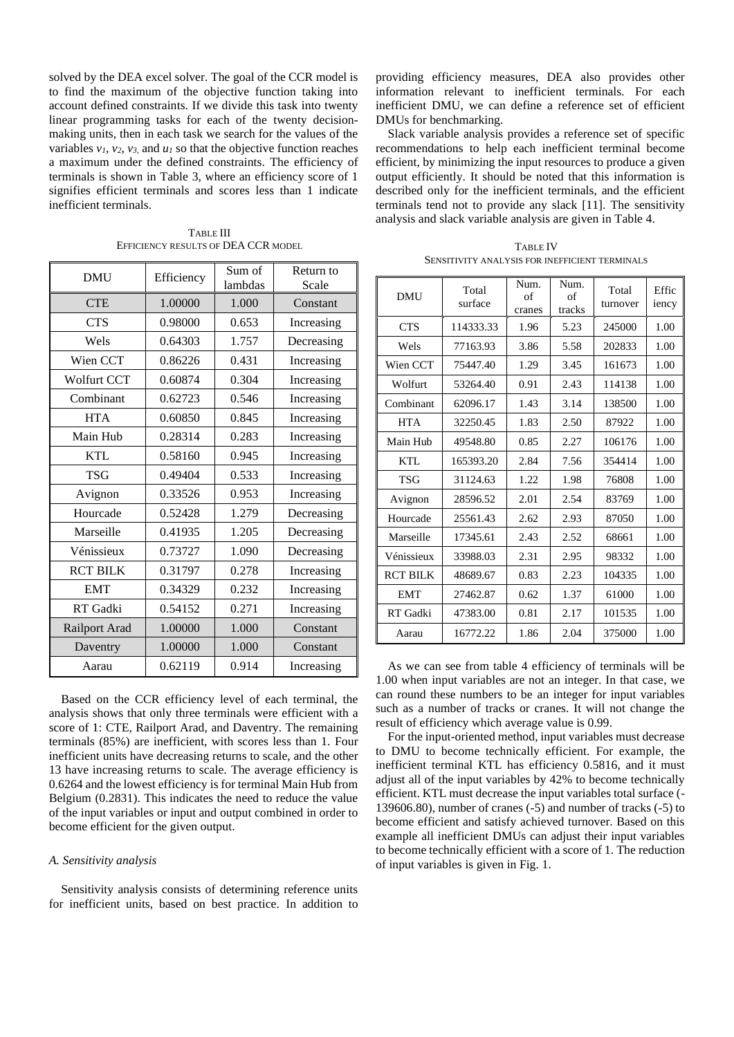solved by the DEA excel solver. The goal of the CCR model is to find the maximum of the objective function taking into account defined constraints. If we divide this task into twenty linear programming tasks for each of the twenty decision-making units, then in each task we search for the values of the variables $v_1$, $v_2$, $v_3$, and $u_1$ so that the objective function reaches a maximum under the defined constraints. The efficiency of terminals is shown in Table 3, where an efficiency score of 1 signifies efficient terminals and scores less than 1 indicate inefficient terminals.

TABLE III
EFFICIENCY RESULTS OF DEA CCR MODEL

| DMU | Efficiency | Sum of lambdas | Return to Scale |
|---|---|---|---|
| CTE | 1.00000 | 1.000 | Constant |
| CTS | 0.98000 | 0.653 | Increasing |
| Wels | 0.64303 | 1.757 | Decreasing |
| Wien CCT | 0.86226 | 0.431 | Increasing |
| Wolfurt CCT | 0.60874 | 0.304 | Increasing |
| Combinant | 0.62723 | 0.546 | Increasing |
| HTA | 0.60850 | 0.845 | Increasing |
| Main Hub | 0.28314 | 0.283 | Increasing |
| KTL | 0.58160 | 0.945 | Increasing |
| TSG | 0.49404 | 0.533 | Increasing |
| Avignon | 0.33526 | 0.953 | Increasing |
| Hourcade | 0.52428 | 1.279 | Decreasing |
| Marseille | 0.41935 | 1.205 | Decreasing |
| Vénissieux | 0.73727 | 1.090 | Decreasing |
| RCT BILK | 0.31797 | 0.278 | Increasing |
| EMT | 0.34329 | 0.232 | Increasing |
| RT Gadki | 0.54152 | 0.271 | Increasing |
| Railport Arad | 1.00000 | 1.000 | Constant |
| Daventry | 1.00000 | 1.000 | Constant |
| Aarau | 0.62119 | 0.914 | Increasing |

Based on the CCR efficiency level of each terminal, the analysis shows that only three terminals were efficient with a score of 1: CTE, Railport Arad, and Daventry. The remaining terminals (85%) are inefficient, with scores less than 1. Four inefficient units have decreasing returns to scale, and the other 13 have increasing returns to scale. The average efficiency is 0.6264 and the lowest efficiency is for terminal Main Hub from Belgium (0.2831). This indicates the need to reduce the value of the input variables or input and output combined in order to become efficient for the given output.

### *A. Sensitivity analysis*

Sensitivity analysis consists of determining reference units for inefficient units, based on best practice. In addition to providing efficiency measures, DEA also provides other information relevant to inefficient terminals. For each inefficient DMU, we can define a reference set of efficient DMUs for benchmarking.

Slack variable analysis provides a reference set of specific recommendations to help each inefficient terminal become efficient, by minimizing the input resources to produce a given output efficiently. It should be noted that this information is described only for the inefficient terminals, and the efficient terminals tend not to provide any slack [11]. The sensitivity analysis and slack variable analysis are given in Table 4.

TABLE IV
SENSITIVITY ANALYSIS FOR INEFFICIENT TERMINALS

| DMU | Total surface | Num. of cranes | Num. of tracks | Total turnover | Efficiency |
|---|---|---|---|---|---|
| CTS | 114333.33 | 1.96 | 5.23 | 245000 | 1.00 |
| Wels | 77163.93 | 3.86 | 5.58 | 202833 | 1.00 |
| Wien CCT | 75447.40 | 1.29 | 3.45 | 161673 | 1.00 |
| Wolfurt | 53264.40 | 0.91 | 2.43 | 114138 | 1.00 |
| Combinant | 62096.17 | 1.43 | 3.14 | 138500 | 1.00 |
| HTA | 32250.45 | 1.83 | 2.50 | 87922 | 1.00 |
| Main Hub | 49548.80 | 0.85 | 2.27 | 106176 | 1.00 |
| KTL | 165393.20 | 2.84 | 7.56 | 354414 | 1.00 |
| TSG | 31124.63 | 1.22 | 1.98 | 76808 | 1.00 |
| Avignon | 28596.52 | 2.01 | 2.54 | 83769 | 1.00 |
| Hourcade | 25561.43 | 2.62 | 2.93 | 87050 | 1.00 |
| Marseille | 17345.61 | 2.43 | 2.52 | 68661 | 1.00 |
| Vénissieux | 33988.03 | 2.31 | 2.95 | 98332 | 1.00 |
| RCT BILK | 48689.67 | 0.83 | 2.23 | 104335 | 1.00 |
| EMT | 27462.87 | 0.62 | 1.37 | 61000 | 1.00 |
| RT Gadki | 47383.00 | 0.81 | 2.17 | 101535 | 1.00 |
| Aarau | 16772.22 | 1.86 | 2.04 | 375000 | 1.00 |

As we can see from table 4 efficiency of terminals will be 1.00 when input variables are not an integer. In that case, we can round these numbers to be an integer for input variables such as a number of tracks or cranes. It will not change the result of efficiency which average value is 0.99.

For the input-oriented method, input variables must decrease to DMU to become technically efficient. For example, the inefficient terminal KTL has efficiency 0.5816, and it must adjust all of the input variables by 42% to become technically efficient. KTL must decrease the input variables total surface (-139606.80), number of cranes (-5) and number of tracks (-5) to become efficient and satisfy achieved turnover. Based on this example all inefficient DMUs can adjust their input variables to become technically efficient with a score of 1. The reduction of input variables is given in Fig. 1.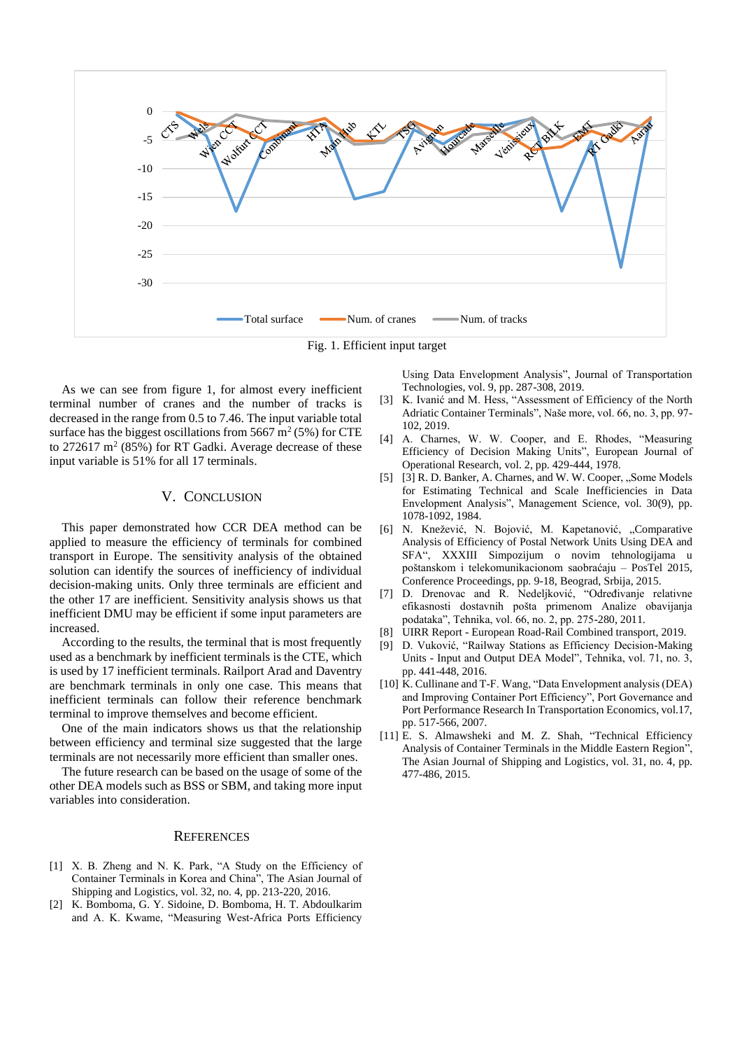0
-5
-10
-15
-20
-25
-30

CTS, Wels, Wien CCT, Wolfurt CCT, Combinant, HTA, Main Hub, KTL, TSG, Avignon, Houcade, Marseille, Vénissieux, RCT BILK, EMT, RT Gadki, Aarau

Total surface, Num. of cranes, Num. of tracks

Fig. 1. Efficient input target

As we can see from figure 1, for almost every inefficient terminal number of cranes and the number of tracks is decreased in the range from 0.5 to 7.46. The input variable total surface has the biggest oscillations from 5667 m$^2$ (5%) for CTE to 272617 m$^2$ (85%) for RT Gadki. Average decrease of these input variable is 51% for all 17 terminals.

## V. Conclusion

This paper demonstrated how CCR DEA method can be applied to measure the efficiency of terminals for combined transport in Europe. The sensitivity analysis of the obtained solution can identify the sources of inefficiency of individual decision-making units. Only three terminals are efficient and the other 17 are inefficient. Sensitivity analysis shows us that inefficient DMU may be efficient if some input parameters are increased.

According to the results, the terminal that is most frequently used as a benchmark by inefficient terminals is the CTE, which is used by 17 inefficient terminals. Railport Arad and Daventry are benchmark terminals in only one case. This means that inefficient terminals can follow their reference benchmark terminal to improve themselves and become efficient.

One of the main indicators shows us that the relationship between efficiency and terminal size suggested that the large terminals are not necessarily more efficient than smaller ones.

The future research can be based on the usage of some of the other DEA models such as BSS or SBM, and taking more input variables into consideration.

## References

[1] X. B. Zheng and N. K. Park, "A Study on the Efficiency of Container Terminals in Korea and China", The Asian Journal of Shipping and Logistics, vol. 32, no. 4, pp. 213-220, 2016.

[2] K. Bomboma, G. Y. Sidoine, D. Bomboma, H. T. Abdoulkarim and A. K. Kwame, "Measuring West-Africa Ports Efficiency Using Data Envelopment Analysis", Journal of Transportation Technologies, vol. 9, pp. 287-308, 2019.

[3] K. Ivanić and M. Hess, "Assessment of Efficiency of the North Adriatic Container Terminals", Naše more, vol. 66, no. 3, pp. 97-102, 2019.

[4] A. Charnes, W. W. Cooper, and E. Rhodes, "Measuring Efficiency of Decision Making Units", European Journal of Operational Research, vol. 2, pp. 429-444, 1978.

[5] [3] R. D. Banker, A. Charnes, and W. W. Cooper, „Some Models for Estimating Technical and Scale Inefficiencies in Data Envelopment Analysis", Management Science, vol. 30(9), pp. 1078-1092, 1984.

[6] N. Knežević, N. Bojović, M. Kapetanović, „Comparative Analysis of Efficiency of Postal Network Units Using DEA and SFA", XXXIII Simpozijum o novim tehnologijama u poštanskom i telekomunikacionom saobraćaju – PosTel 2015, Conference Proceedings, pp. 9-18, Beograd, Srbija, 2015.

[7] D. Drenovac and R. Nedeljković, "Određivanje relativne efikasnosti dostavnih pošta primenom Analize obavijanja podataka", Tehnika, vol. 66, no. 2, pp. 275-280, 2011.

[8] UIRR Report - European Road-Rail Combined transport, 2019.

[9] D. Vuković, "Railway Stations as Efficiency Decision-Making Units - Input and Output DEA Model", Tehnika, vol. 71, no. 3, pp. 441-448, 2016.

[10] K. Cullinane and T-F. Wang, "Data Envelopment analysis (DEA) and Improving Container Port Efficiency", Port Governance and Port Performance Research In Transportation Economics, vol.17, pp. 517-566, 2007.

[11] E. S. Almawsheki and M. Z. Shah, "Technical Efficiency Analysis of Container Terminals in the Middle Eastern Region", The Asian Journal of Shipping and Logistics, vol. 31, no. 4, pp. 477-486, 2015.